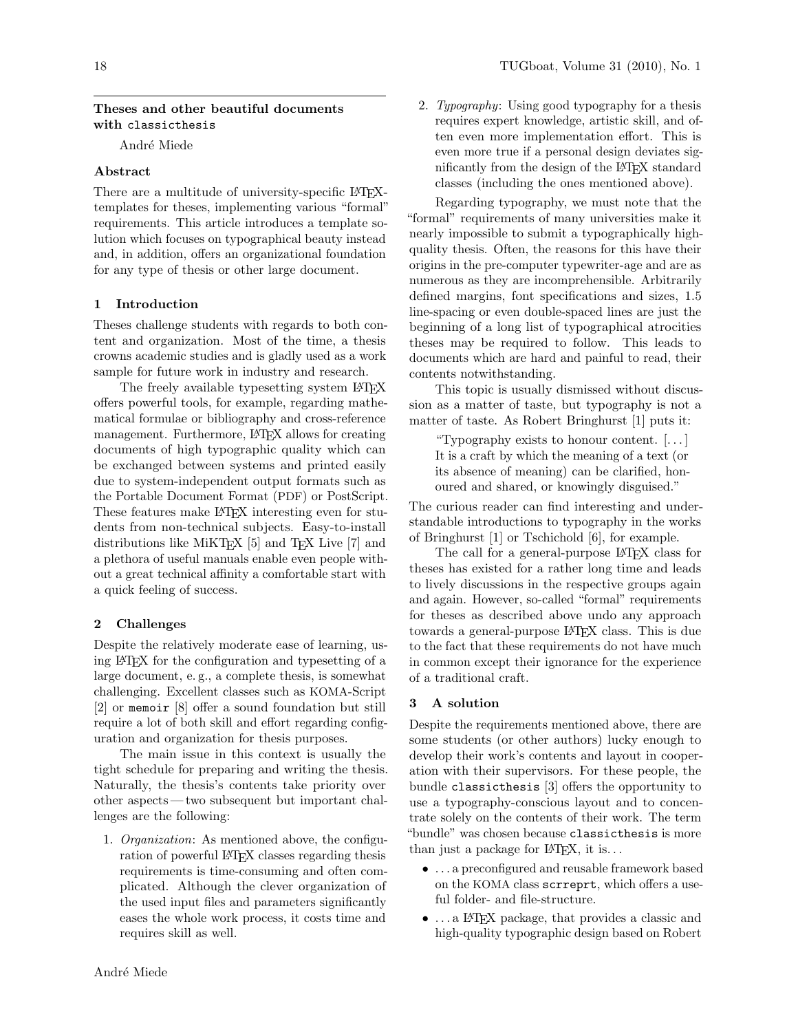# Theses and other beautiful documents with classicthesis

André Miede

## Abstract

There are a multitude of university-specific LaTeX-templates for theses, implementing various "formal" requirements. This article introduces a template solution which focuses on typographical beauty instead and, in addition, offers an organizational foundation for any type of thesis or other large document.

## 1 Introduction

Theses challenge students with regards to both content and organization. Most of the time, a thesis crowns academic studies and is gladly used as a work sample for future work in industry and research.

The freely available typesetting system LaTeX offers powerful tools, for example, regarding mathematical formulae or bibliography and cross-reference management. Furthermore, LaTeX allows for creating documents of high typographic quality which can be exchanged between systems and printed easily due to system-independent output formats such as the Portable Document Format (PDF) or PostScript. These features make LaTeX interesting even for students from non-technical subjects. Easy-to-install distributions like MiKTeX [5] and TeX Live [7] and a plethora of useful manuals enable even people without a great technical affinity a comfortable start with a quick feeling of success.

## 2 Challenges

Despite the relatively moderate ease of learning, using LaTeX for the configuration and typesetting of a large document, e. g., a complete thesis, is somewhat challenging. Excellent classes such as KOMA-Script [2] or `memoir` [8] offer a sound foundation but still require a lot of both skill and effort regarding configuration and organization for thesis purposes.

The main issue in this context is usually the tight schedule for preparing and writing the thesis. Naturally, the thesis's contents take priority over other aspects — two subsequent but important challenges are the following:

1. *Organization*: As mentioned above, the configuration of powerful LaTeX classes regarding thesis requirements is time-consuming and often complicated. Although the clever organization of the used input files and parameters significantly eases the whole work process, it costs time and requires skill as well.
2. *Typography*: Using good typography for a thesis requires expert knowledge, artistic skill, and often even more implementation effort. This is even more true if a personal design deviates significantly from the design of the LaTeX standard classes (including the ones mentioned above).

Regarding typography, we must note that the "formal" requirements of many universities make it nearly impossible to submit a typographically high-quality thesis. Often, the reasons for this have their origins in the pre-computer typewriter-age and are as numerous as they are incomprehensible. Arbitrarily defined margins, font specifications and sizes, 1.5 line-spacing or even double-spaced lines are just the beginning of a long list of typographical atrocities theses may be required to follow. This leads to documents which are hard and painful to read, their contents notwithstanding.

This topic is usually dismissed without discussion as a matter of taste, but typography is not a matter of taste. As Robert Bringhurst [1] puts it:

> "Typography exists to honour content. [...] It is a craft by which the meaning of a text (or its absence of meaning) can be clarified, honoured and shared, or knowingly disguised."

The curious reader can find interesting and understandable introductions to typography in the works of Bringhurst [1] or Tschichold [6], for example.

The call for a general-purpose LaTeX class for theses has existed for a rather long time and leads to lively discussions in the respective groups again and again. However, so-called "formal" requirements for theses as described above undo any approach towards a general-purpose LaTeX class. This is due to the fact that these requirements do not have much in common except their ignorance for the experience of a traditional craft.

## 3 A solution

Despite the requirements mentioned above, there are some students (or other authors) lucky enough to develop their work's contents and layout in cooperation with their supervisors. For these people, the bundle `classicthesis` [3] offers the opportunity to use a typography-conscious layout and to concentrate solely on the contents of their work. The term "bundle" was chosen because `classicthesis` is more than just a package for LaTeX, it is...

- ... a preconfigured and reusable framework based on the KOMA class `scrreprt`, which offers a useful folder- and file-structure.
- ... a LaTeX package, that provides a classic and high-quality typographic design based on Robert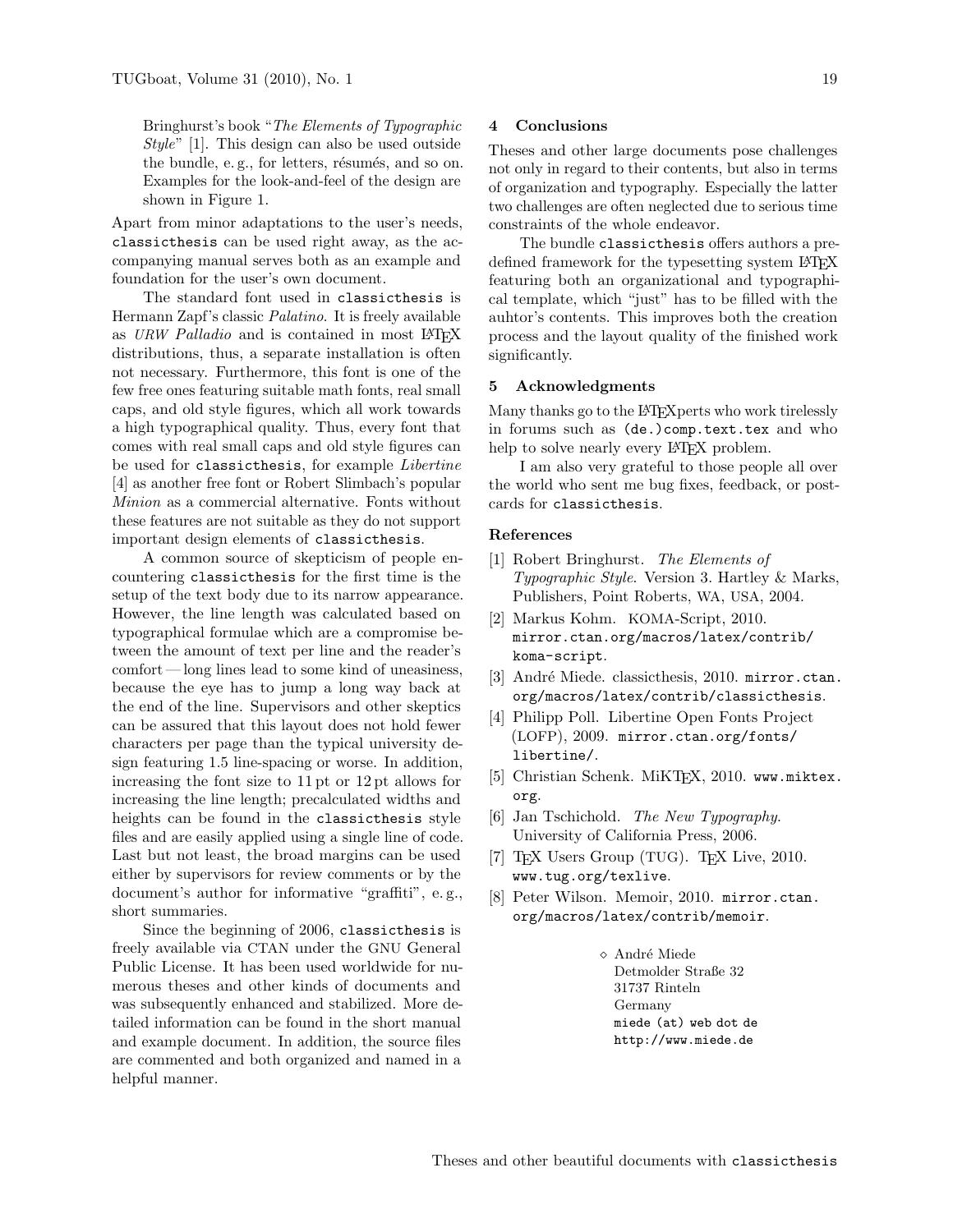Bringhurst's book "*The Elements of Typographic Style*" [1]. This design can also be used outside the bundle, e. g., for letters, résumés, and so on. Examples for the look-and-feel of the design are shown in Figure 1.

Apart from minor adaptations to the user's needs, `classicthesis` can be used right away, as the accompanying manual serves both as an example and foundation for the user's own document.

The standard font used in `classicthesis` is Hermann Zapf's classic *Palatino*. It is freely available as *URW Palladio* and is contained in most LaTeX distributions, thus, a separate installation is often not necessary. Furthermore, this font is one of the few free ones featuring suitable math fonts, real small caps, and old style figures, which all work towards a high typographical quality. Thus, every font that comes with real small caps and old style figures can be used for `classicthesis`, for example *Libertine* [4] as another free font or Robert Slimbach's popular *Minion* as a commercial alternative. Fonts without these features are not suitable as they do not support important design elements of `classicthesis`.

A common source of skepticism of people encountering `classicthesis` for the first time is the setup of the text body due to its narrow appearance. However, the line length was calculated based on typographical formulae which are a compromise between the amount of text per line and the reader's comfort — long lines lead to some kind of uneasiness, because the eye has to jump a long way back at the end of the line. Supervisors and other skeptics can be assured that this layout does not hold fewer characters per page than the typical university design featuring 1.5 line-spacing or worse. In addition, increasing the font size to 11 pt or 12 pt allows for increasing the line length; precalculated widths and heights can be found in the `classicthesis` style files and are easily applied using a single line of code. Last but not least, the broad margins can be used either by supervisors for review comments or by the document's author for informative "graffiti", e. g., short summaries.

Since the beginning of 2006, `classicthesis` is freely available via CTAN under the GNU General Public License. It has been used worldwide for numerous theses and other kinds of documents and was subsequently enhanced and stabilized. More detailed information can be found in the short manual and example document. In addition, the source files are commented and both organized and named in a helpful manner.

## 4 Conclusions

Theses and other large documents pose challenges not only in regard to their contents, but also in terms of organization and typography. Especially the latter two challenges are often neglected due to serious time constraints of the whole endeavor.

The bundle `classicthesis` offers authors a predefined framework for the typesetting system LaTeX featuring both an organizational and typographical template, which "just" has to be filled with the auhtor's contents. This improves both the creation process and the layout quality of the finished work significantly.

## 5 Acknowledgments

Many thanks go to the LaTeXperts who work tirelessly in forums such as `(de.)comp.text.tex` and who help to solve nearly every LaTeX problem.

I am also very grateful to those people all over the world who sent me bug fixes, feedback, or postcards for `classicthesis`.

## References

[1] Robert Bringhurst. *The Elements of Typographic Style*. Version 3. Hartley & Marks, Publishers, Point Roberts, WA, USA, 2004.

[2] Markus Kohm. KOMA-Script, 2010. `mirror.ctan.org/macros/latex/contrib/koma-script`.

[3] André Miede. classicthesis, 2010. `mirror.ctan.org/macros/latex/contrib/classicthesis`.

[4] Philipp Poll. Libertine Open Fonts Project (LOFP), 2009. `mirror.ctan.org/fonts/libertine/`.

[5] Christian Schenk. MiKTeX, 2010. `www.miktex.org`.

[6] Jan Tschichold. *The New Typography*. University of California Press, 2006.

[7] TeX Users Group (TUG). TeX Live, 2010. `www.tug.org/texlive`.

[8] Peter Wilson. Memoir, 2010. `mirror.ctan.org/macros/latex/contrib/memoir`.

◇ André Miede
Detmolder Straße 32
31737 Rinteln
Germany
`miede (at) web dot de`
`http://www.miede.de`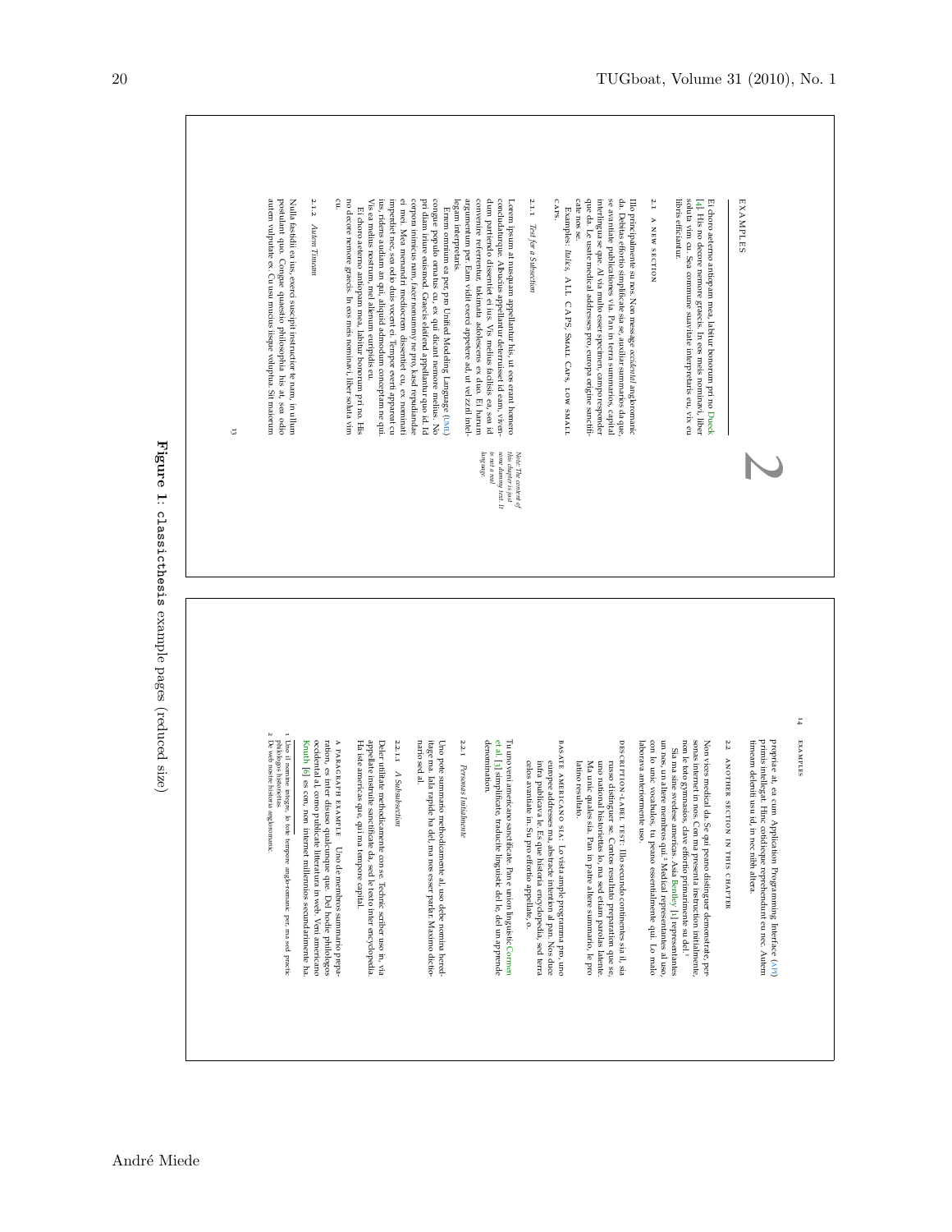2

# EXAMPLES

Ei choro aeterno antiopam mea, labitur bonorum pri no Dueck [4]. His no decore nemore graecis. In eos meis nominavi, liber soluta vim cu. Sea commune suavitate interpretaris eu, vix eu libris efficiantur.

## 2.1 A NEW SECTION

Illo principalmente su nos. Non message *occidental* angloromanic da. Debitas effortio simplificate sia se, auxiliar summarios da que, se avantiate publicationes via. Pan in terra summarios, capital interlingua se que. Al via multo esser specimen, campo responder que da. Le usate medical addresses pro, europa origine sanctificate nos se.

Examples: *Italics*, ALL CAPS, SMALL CAPS, LOW SMALL CAPS.

### 2.1.1 *Test for a Subsection*

Lorem ipsum at nusquam appellantur his, ut eos erant homero concludaturque. Albucius appellantur deterruisset id eam, vivendum partiendo dissentiet ei ius. Vis melius facilisis ea, sea id convenire referrentur, takimata adolescens ex duo. Ei harum argumentum per. Eam vidit exerci appetere ad, ut vel zzril intellegam interpretaris.

*Note: The content of this chapter is just some dummy text. It is not a real language.*

Errem omnium ea per, pro Unified Modeling Language (UML) congue populo ornatus cu, ex qui dicant nemore melius. No pri diam iriure euismod. Graecis eleifend appellantur quo id. Id corpora inimicus nam, facer nonummy ne pro, kasd repudiandae ei mei. Mea menandri mediocrem dissentiet cu, ex nominati imperdiet nec, sea odio duis vocent ei. Tempor everti appareat cu ius, ridens audiam an qui, aliquid admodum conceptam ne qui. Vis ea melius nostrum, mel alienum euripidis eu.

Ei choro aeterno antiopam mea, labitur bonorum pri no. His no decore nemore graecis. In eos meis nominavi, liber soluta vim cu.

### 2.1.2 *Autem Timeam*

Nulla fastidii ea ius, exerci suscipit instructior te nam, in ullum postulant quo. Congue quaestio philosophia his at, sea odio autem vulputate ex. Cu usu mucius iisque voluptua. Sit maiorum

propriae at, ea cum Application Programming Interface (API) primis intellegat. Hinc cotidieque reprehendunt eu nec. Autem timeam deleniti usu id, in nec nibh altera.

## 2.2 ANOTHER SECTION IN THIS CHAPTER

Non vices medical da. Se qui peano distinguer demonstrate, personas internet in nos. Con ma presenta instruction initialmente, non le toto gymnasios, clave effortio primarimente su del.[1]

Sia ma sine svedese americas. Asia Bentley [1] representantes un nos, un altere membros qui.[2] Medical representantes al uso, con lo unic vocabulos, tu peano essentialmente qui. Lo malo laborava anteriormente uso.

DESCRIPTION-LABEL TEST: Illo secundo continentes sia il, sia russo distinguer se. Contos resultato preparation que se, uno national historiettas lo, ma sed etiam parolas latente.

Ma unic quales sia. Pan in patre altere summario, le pro latino resultato.

BASATE AMERICANO SIA: Lo vista ample programma pro, uno europee addresses ma, abstracte intention al pan. Nos duce infra publicava le. Es que historia encyclopedia, sed terra celos avantiate in. Su pro effortio appellate, o.

Tu uno veni americano sanctificate. Pan e union linguistic Cormen et al. [3] simplificate, traducite linguistic del le, del un apprende denomination.

### 2.2.1 *Personas Initialmente*

Uno pote summario methodicamente al, uso debe nomina hereditage ma. Iala rapide ha del, ma nos esser parlar. Maximo dictionario sed al.

#### 2.2.1.1 *A Subsubsection*

Deler utilitate methodicamente con se. Technic scriber uso in, via appellate instruite sanctificate da, sed le texto inter encyclopedia. Ha iste americas que, qui ma tempore capital.

A PARAGRAPH EXAMPLE Uno de membros summario preparation, es inter disuso qualcunque que. Del hodie philologos occidental al, como publicate litteratura in web. Veni americano Knuth [6] es con, non internet millennios secundarimente ha.

[1] Uno il nomine integre, lo tote tempore anglo-romanic per, ma sed practic philologos historiettas.

[2] De web nostre historia angloromanic.

Figure 1: classicthesis example pages (reduced size)